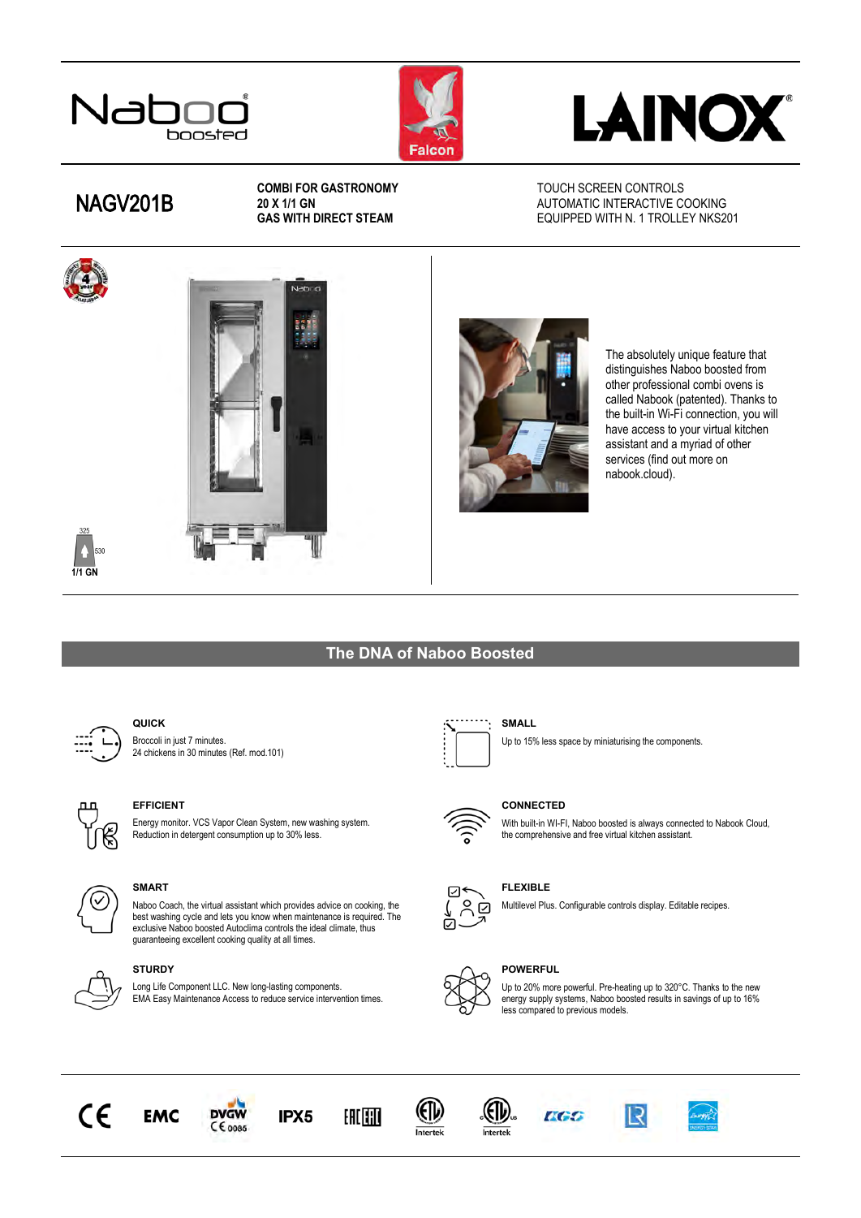Naboo boosted

Falcon

LAINOX

# NAGV201B

**COMBI FOR GASTRONOMY**
**20 X 1/1 GN**
**GAS WITH DIRECT STEAM**

TOUCH SCREEN CONTROLS
AUTOMATIC INTERACTIVE COOKING
EQUIPPED WITH N. 1 TROLLEY NKS201

325
530
1/1 GN

The absolutely unique feature that distinguishes Naboo boosted from other professional combi ovens is called Nabook (patented). Thanks to the built-in Wi-Fi connection, you will have access to your virtual kitchen assistant and a myriad of other services (find out more on nabook.cloud).

## The DNA of Naboo Boosted

**QUICK**

Broccoli in just 7 minutes.
24 chickens in 30 minutes (Ref. mod.101)

**SMALL**

Up to 15% less space by miniaturising the components.

**EFFICIENT**

Energy monitor. VCS Vapor Clean System, new washing system.
Reduction in detergent consumption up to 30% less.

**CONNECTED**

With built-in WI-FI, Naboo boosted is always connected to Nabook Cloud, the comprehensive and free virtual kitchen assistant.

**SMART**

Naboo Coach, the virtual assistant which provides advice on cooking, the best washing cycle and lets you know when maintenance is required. The exclusive Naboo boosted Autoclima controls the ideal climate, thus guaranteeing excellent cooking quality at all times.

**FLEXIBLE**

Multilevel Plus. Configurable controls display. Editable recipes.

**STURDY**

Long Life Component LLC. New long-lasting components.
EMA Easy Maintenance Access to reduce service intervention times.

**POWERFUL**

Up to 20% more powerful. Pre-heating up to 320°C. Thanks to the new energy supply systems, Naboo boosted results in savings of up to 16% less compared to previous models.

CE EMC DVGW CE 0085 IPX5 EAC Intertek Intertek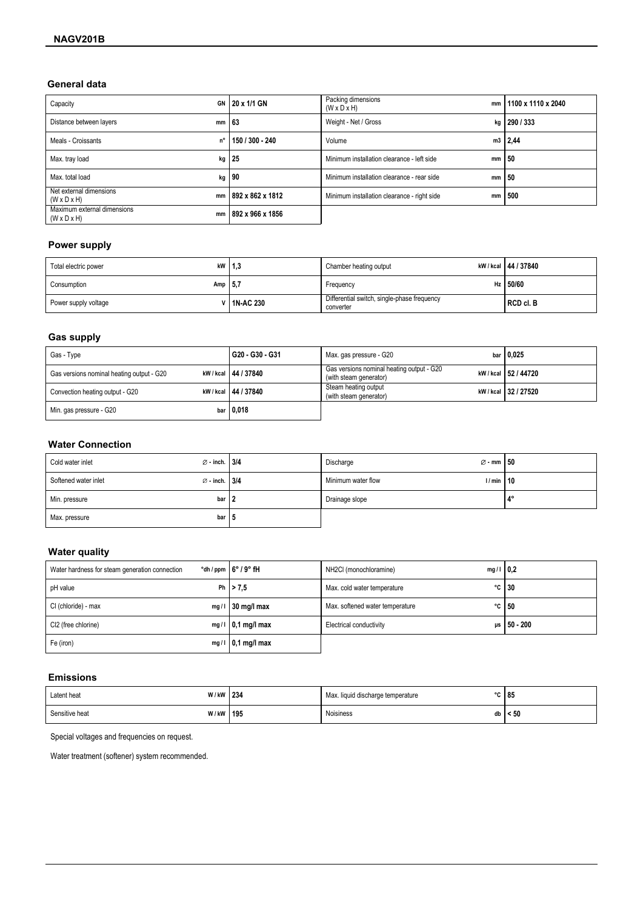# NAGV201B

## General data

| | | | | | |
|---|---|---|---|---|---|
| Capacity | GN | 20 x 1/1 GN | Packing dimensions (W x D x H) | mm | 1100 x 1110 x 2040 |
| Distance between layers | mm | 63 | Weight - Net / Gross | kg | 290 / 333 |
| Meals - Croissants | n° | 150 / 300 - 240 | Volume | m3 | 2,44 |
| Max. tray load | kg | 25 | Minimum installation clearance - left side | mm | 50 |
| Max. total load | kg | 90 | Minimum installation clearance - rear side | mm | 50 |
| Net external dimensions (W x D x H) | mm | 892 x 862 x 1812 | Minimum installation clearance - right side | mm | 500 |
| Maximum external dimensions (W x D x H) | mm | 892 x 966 x 1856 | | | |

## Power supply

| | | | | | |
|---|---|---|---|---|---|
| Total electric power | kW | 1,3 | Chamber heating output | kW / kcal | 44 / 37840 |
| Consumption | Amp | 5,7 | Frequency | Hz | 50/60 |
| Power supply voltage | V | 1N-AC 230 | Differential switch, single-phase frequency converter | | RCD cl. B |

## Gas supply

| | | | | | |
|---|---|---|---|---|---|
| Gas - Type | | G20 - G30 - G31 | Max. gas pressure - G20 | bar | 0,025 |
| Gas versions nominal heating output - G20 | kW / kcal | 44 / 37840 | Gas versions nominal heating output - G20 (with steam generator) | kW / kcal | 52 / 44720 |
| Convection heating output - G20 | kW / kcal | 44 / 37840 | Steam heating output (with steam generator) | kW / kcal | 32 / 27520 |
| Min. gas pressure - G20 | bar | 0,018 | | | |

## Water Connection

| | | | | | |
|---|---|---|---|---|---|
| Cold water inlet | ∅ - inch. | 3/4 | Discharge | ∅ - mm | 50 |
| Softened water inlet | ∅ - inch. | 3/4 | Minimum water flow | l / min | 10 |
| Min. pressure | bar | 2 | Drainage slope | | 4° |
| Max. pressure | bar | 5 | | | |

## Water quality

| | | | | | |
|---|---|---|---|---|---|
| Water hardness for steam generation connection | °dh / ppm | 6° / 9° fH | NH2Cl (monochloramine) | mg / l | 0,2 |
| pH value | Ph | > 7,5 | Max. cold water temperature | °C | 30 |
| Cl (chloride) - max | mg / l | 30 mg/l max | Max. softened water temperature | °C | 50 |
| Cl2 (free chlorine) | mg / l | 0,1 mg/l max | Electrical conductivity | μs | 50 - 200 |
| Fe (iron) | mg / l | 0,1 mg/l max | | | |

## Emissions

| | | | | | |
|---|---|---|---|---|---|
| Latent heat | W / kW | 234 | Max. liquid discharge temperature | °C | 85 |
| Sensitive heat | W / kW | 195 | Noisiness | db | < 50 |

Special voltages and frequencies on request.

Water treatment (softener) system recommended.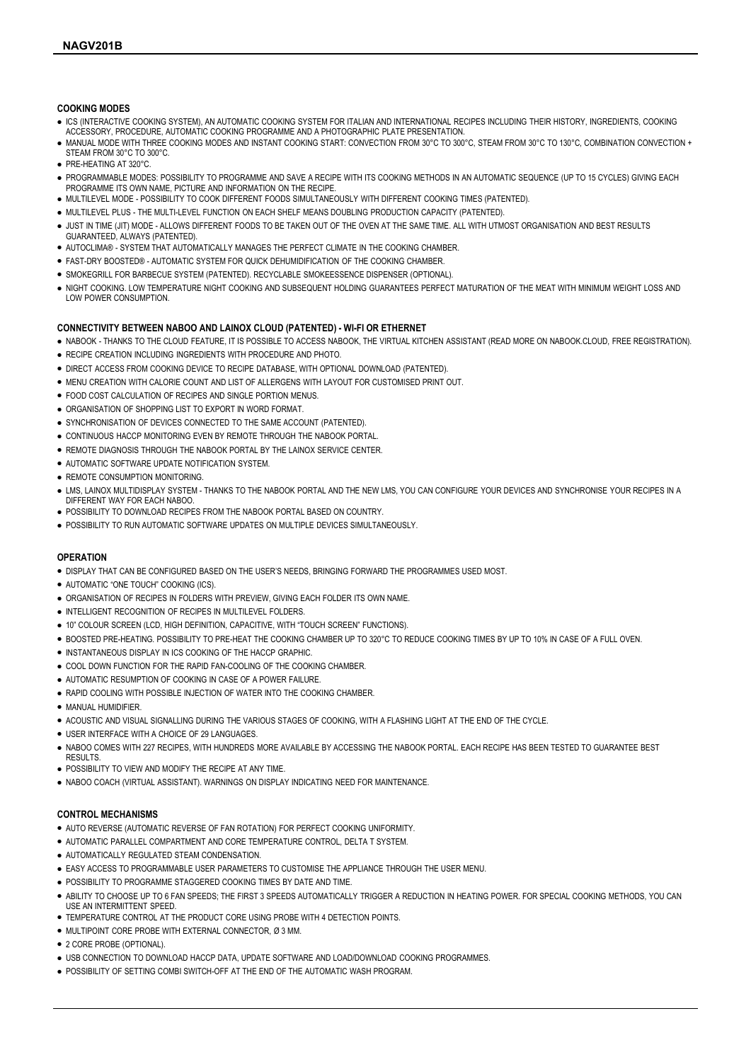## COOKING MODES

- ICS (INTERACTIVE COOKING SYSTEM), AN AUTOMATIC COOKING SYSTEM FOR ITALIAN AND INTERNATIONAL RECIPES INCLUDING THEIR HISTORY, INGREDIENTS, COOKING ACCESSORY, PROCEDURE, AUTOMATIC COOKING PROGRAMME AND A PHOTOGRAPHIC PLATE PRESENTATION.
- MANUAL MODE WITH THREE COOKING MODES AND INSTANT COOKING START: CONVECTION FROM 30°C TO 300°C, STEAM FROM 30°C TO 130°C, COMBINATION CONVECTION + STEAM FROM 30°C TO 300°C.
- PRE-HEATING AT 320°C.
- PROGRAMMABLE MODES: POSSIBILITY TO PROGRAMME AND SAVE A RECIPE WITH ITS COOKING METHODS IN AN AUTOMATIC SEQUENCE (UP TO 15 CYCLES) GIVING EACH PROGRAMME ITS OWN NAME, PICTURE AND INFORMATION ON THE RECIPE.
- MULTILEVEL MODE - POSSIBILITY TO COOK DIFFERENT FOODS SIMULTANEOUSLY WITH DIFFERENT COOKING TIMES (PATENTED).
- MULTILEVEL PLUS - THE MULTI-LEVEL FUNCTION ON EACH SHELF MEANS DOUBLING PRODUCTION CAPACITY (PATENTED).
- JUST IN TIME (JIT) MODE - ALLOWS DIFFERENT FOODS TO BE TAKEN OUT OF THE OVEN AT THE SAME TIME. ALL WITH UTMOST ORGANISATION AND BEST RESULTS GUARANTEED, ALWAYS (PATENTED).
- AUTOCLIMA® - SYSTEM THAT AUTOMATICALLY MANAGES THE PERFECT CLIMATE IN THE COOKING CHAMBER.
- FAST-DRY BOOSTED® - AUTOMATIC SYSTEM FOR QUICK DEHUMIDIFICATION OF THE COOKING CHAMBER.
- SMOKEGRILL FOR BARBECUE SYSTEM (PATENTED). RECYCLABLE SMOKEESSENCE DISPENSER (OPTIONAL).
- NIGHT COOKING. LOW TEMPERATURE NIGHT COOKING AND SUBSEQUENT HOLDING GUARANTEES PERFECT MATURATION OF THE MEAT WITH MINIMUM WEIGHT LOSS AND LOW POWER CONSUMPTION.

## CONNECTIVITY BETWEEN NABOO AND LAINOX CLOUD (PATENTED) - WI-FI OR ETHERNET

- NABOOK - THANKS TO THE CLOUD FEATURE, IT IS POSSIBLE TO ACCESS NABOOK, THE VIRTUAL KITCHEN ASSISTANT (READ MORE ON NABOOK.CLOUD, FREE REGISTRATION).
- RECIPE CREATION INCLUDING INGREDIENTS WITH PROCEDURE AND PHOTO.
- DIRECT ACCESS FROM COOKING DEVICE TO RECIPE DATABASE, WITH OPTIONAL DOWNLOAD (PATENTED).
- MENU CREATION WITH CALORIE COUNT AND LIST OF ALLERGENS WITH LAYOUT FOR CUSTOMISED PRINT OUT.
- FOOD COST CALCULATION OF RECIPES AND SINGLE PORTION MENUS.
- ORGANISATION OF SHOPPING LIST TO EXPORT IN WORD FORMAT.
- SYNCHRONISATION OF DEVICES CONNECTED TO THE SAME ACCOUNT (PATENTED).
- CONTINUOUS HACCP MONITORING EVEN BY REMOTE THROUGH THE NABOOK PORTAL.
- REMOTE DIAGNOSIS THROUGH THE NABOOK PORTAL BY THE LAINOX SERVICE CENTER.
- AUTOMATIC SOFTWARE UPDATE NOTIFICATION SYSTEM.
- REMOTE CONSUMPTION MONITORING.
- LMS, LAINOX MULTIDISPLAY SYSTEM - THANKS TO THE NABOOK PORTAL AND THE NEW LMS, YOU CAN CONFIGURE YOUR DEVICES AND SYNCHRONISE YOUR RECIPES IN A DIFFERENT WAY FOR EACH NABOO.
- POSSIBILITY TO DOWNLOAD RECIPES FROM THE NABOOK PORTAL BASED ON COUNTRY.
- POSSIBILITY TO RUN AUTOMATIC SOFTWARE UPDATES ON MULTIPLE DEVICES SIMULTANEOUSLY.

## OPERATION

- DISPLAY THAT CAN BE CONFIGURED BASED ON THE USER'S NEEDS, BRINGING FORWARD THE PROGRAMMES USED MOST.
- AUTOMATIC "ONE TOUCH" COOKING (ICS).
- ORGANISATION OF RECIPES IN FOLDERS WITH PREVIEW, GIVING EACH FOLDER ITS OWN NAME.
- INTELLIGENT RECOGNITION OF RECIPES IN MULTILEVEL FOLDERS.
- 10" COLOUR SCREEN (LCD, HIGH DEFINITION, CAPACITIVE, WITH "TOUCH SCREEN" FUNCTIONS).
- BOOSTED PRE-HEATING. POSSIBILITY TO PRE-HEAT THE COOKING CHAMBER UP TO 320°C TO REDUCE COOKING TIMES BY UP TO 10% IN CASE OF A FULL OVEN.
- INSTANTANEOUS DISPLAY IN ICS COOKING OF THE HACCP GRAPHIC.
- COOL DOWN FUNCTION FOR THE RAPID FAN-COOLING OF THE COOKING CHAMBER.
- AUTOMATIC RESUMPTION OF COOKING IN CASE OF A POWER FAILURE.
- RAPID COOLING WITH POSSIBLE INJECTION OF WATER INTO THE COOKING CHAMBER.
- MANUAL HUMIDIFIER.
- ACOUSTIC AND VISUAL SIGNALLING DURING THE VARIOUS STAGES OF COOKING, WITH A FLASHING LIGHT AT THE END OF THE CYCLE.
- USER INTERFACE WITH A CHOICE OF 29 LANGUAGES.
- NABOO COMES WITH 227 RECIPES, WITH HUNDREDS MORE AVAILABLE BY ACCESSING THE NABOOK PORTAL. EACH RECIPE HAS BEEN TESTED TO GUARANTEE BEST RESULTS.
- POSSIBILITY TO VIEW AND MODIFY THE RECIPE AT ANY TIME.
- NABOO COACH (VIRTUAL ASSISTANT). WARNINGS ON DISPLAY INDICATING NEED FOR MAINTENANCE.

## CONTROL MECHANISMS

- AUTO REVERSE (AUTOMATIC REVERSE OF FAN ROTATION) FOR PERFECT COOKING UNIFORMITY.
- AUTOMATIC PARALLEL COMPARTMENT AND CORE TEMPERATURE CONTROL, DELTA T SYSTEM.
- AUTOMATICALLY REGULATED STEAM CONDENSATION.
- EASY ACCESS TO PROGRAMMABLE USER PARAMETERS TO CUSTOMISE THE APPLIANCE THROUGH THE USER MENU.
- POSSIBILITY TO PROGRAMME STAGGERED COOKING TIMES BY DATE AND TIME.
- ABILITY TO CHOOSE UP TO 6 FAN SPEEDS; THE FIRST 3 SPEEDS AUTOMATICALLY TRIGGER A REDUCTION IN HEATING POWER. FOR SPECIAL COOKING METHODS, YOU CAN USE AN INTERMITTENT SPEED.
- TEMPERATURE CONTROL AT THE PRODUCT CORE USING PROBE WITH 4 DETECTION POINTS.
- MULTIPOINT CORE PROBE WITH EXTERNAL CONNECTOR, Ø 3 MM.
- 2 CORE PROBE (OPTIONAL).
- USB CONNECTION TO DOWNLOAD HACCP DATA, UPDATE SOFTWARE AND LOAD/DOWNLOAD COOKING PROGRAMMES.
- POSSIBILITY OF SETTING COMBI SWITCH-OFF AT THE END OF THE AUTOMATIC WASH PROGRAM.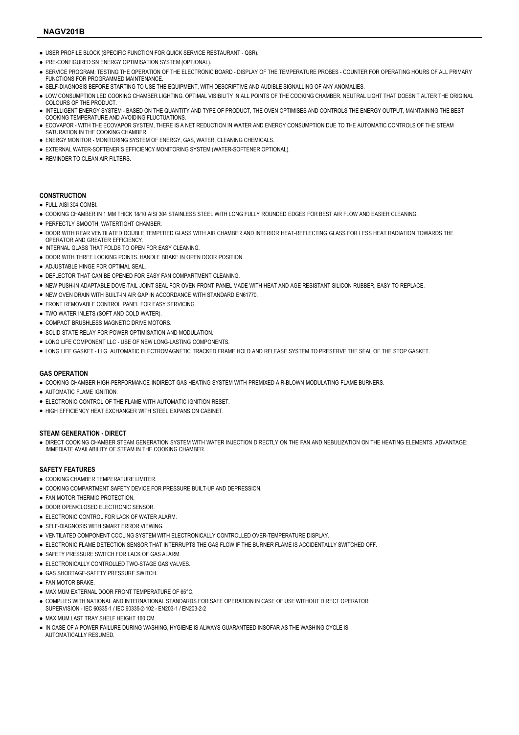- USER PROFILE BLOCK (SPECIFIC FUNCTION FOR QUICK SERVICE RESTAURANT - QSR).
- PRE-CONFIGURED SN ENERGY OPTIMISATION SYSTEM (OPTIONAL).
- SERVICE PROGRAM: TESTING THE OPERATION OF THE ELECTRONIC BOARD - DISPLAY OF THE TEMPERATURE PROBES - COUNTER FOR OPERATING HOURS OF ALL PRIMARY FUNCTIONS FOR PROGRAMMED MAINTENANCE.
- SELF-DIAGNOSIS BEFORE STARTING TO USE THE EQUIPMENT, WITH DESCRIPTIVE AND AUDIBLE SIGNALLING OF ANY ANOMALIES.
- LOW CONSUMPTION LED COOKING CHAMBER LIGHTING. OPTIMAL VISIBILITY IN ALL POINTS OF THE COOKING CHAMBER. NEUTRAL LIGHT THAT DOESN'T ALTER THE ORIGINAL COLOURS OF THE PRODUCT.
- INTELLIGENT ENERGY SYSTEM - BASED ON THE QUANTITY AND TYPE OF PRODUCT, THE OVEN OPTIMISES AND CONTROLS THE ENERGY OUTPUT, MAINTAINING THE BEST COOKING TEMPERATURE AND AVOIDING FLUCTUATIONS.
- ECOVAPOR - WITH THE ECOVAPOR SYSTEM, THERE IS A NET REDUCTION IN WATER AND ENERGY CONSUMPTION DUE TO THE AUTOMATIC CONTROLS OF THE STEAM SATURATION IN THE COOKING CHAMBER.
- ENERGY MONITOR - MONITORING SYSTEM OF ENERGY, GAS, WATER, CLEANING CHEMICALS.
- EXTERNAL WATER-SOFTENER'S EFFICIENCY MONITORING SYSTEM (WATER-SOFTENER OPTIONAL).
- REMINDER TO CLEAN AIR FILTERS.

#### CONSTRUCTION

- FULL AISI 304 COMBI.
- COOKING CHAMBER IN 1 MM THICK 18/10 AISI 304 STAINLESS STEEL WITH LONG FULLY ROUNDED EDGES FOR BEST AIR FLOW AND EASIER CLEANING.
- PERFECTLY SMOOTH, WATERTIGHT CHAMBER.
- DOOR WITH REAR VENTILATED DOUBLE TEMPERED GLASS WITH AIR CHAMBER AND INTERIOR HEAT-REFLECTING GLASS FOR LESS HEAT RADIATION TOWARDS THE OPERATOR AND GREATER EFFICIENCY.
- INTERNAL GLASS THAT FOLDS TO OPEN FOR EASY CLEANING.
- DOOR WITH THREE LOCKING POINTS. HANDLE BRAKE IN OPEN DOOR POSITION.
- ADJUSTABLE HINGE FOR OPTIMAL SEAL.
- DEFLECTOR THAT CAN BE OPENED FOR EASY FAN COMPARTMENT CLEANING.
- NEW PUSH-IN ADAPTABLE DOVE-TAIL JOINT SEAL FOR OVEN FRONT PANEL MADE WITH HEAT AND AGE RESISTANT SILICON RUBBER, EASY TO REPLACE.
- NEW OVEN DRAIN WITH BUILT-IN AIR GAP IN ACCORDANCE WITH STANDARD EN61770.
- FRONT REMOVABLE CONTROL PANEL FOR EASY SERVICING.
- TWO WATER INLETS (SOFT AND COLD WATER).
- COMPACT BRUSHLESS MAGNETIC DRIVE MOTORS.
- SOLID STATE RELAY FOR POWER OPTIMISATION AND MODULATION.
- LONG LIFE COMPONENT LLC - USE OF NEW LONG-LASTING COMPONENTS.
- LONG LIFE GASKET - LLG. AUTOMATIC ELECTROMAGNETIC TRACKED FRAME HOLD AND RELEASE SYSTEM TO PRESERVE THE SEAL OF THE STOP GASKET.

#### GAS OPERATION

- COOKING CHAMBER HIGH-PERFORMANCE INDIRECT GAS HEATING SYSTEM WITH PREMIXED AIR-BLOWN MODULATING FLAME BURNERS.
- AUTOMATIC FLAME IGNITION.
- ELECTRONIC CONTROL OF THE FLAME WITH AUTOMATIC IGNITION RESET.
- HIGH EFFICIENCY HEAT EXCHANGER WITH STEEL EXPANSION CABINET.

#### STEAM GENERATION - DIRECT

- DIRECT COOKING CHAMBER STEAM GENERATION SYSTEM WITH WATER INJECTION DIRECTLY ON THE FAN AND NEBULIZATION ON THE HEATING ELEMENTS. ADVANTAGE: IMMEDIATE AVAILABILITY OF STEAM IN THE COOKING CHAMBER.

#### SAFETY FEATURES

- COOKING CHAMBER TEMPERATURE LIMITER.
- COOKING COMPARTMENT SAFETY DEVICE FOR PRESSURE BUILT-UP AND DEPRESSION.
- FAN MOTOR THERMIC PROTECTION.
- DOOR OPEN/CLOSED ELECTRONIC SENSOR.
- ELECTRONIC CONTROL FOR LACK OF WATER ALARM.
- SELF-DIAGNOSIS WITH SMART ERROR VIEWING.
- VENTILATED COMPONENT COOLING SYSTEM WITH ELECTRONICALLY CONTROLLED OVER-TEMPERATURE DISPLAY.
- ELECTRONIC FLAME DETECTION SENSOR THAT INTERRUPTS THE GAS FLOW IF THE BURNER FLAME IS ACCIDENTALLY SWITCHED OFF.
- SAFETY PRESSURE SWITCH FOR LACK OF GAS ALARM.
- ELECTRONICALLY CONTROLLED TWO-STAGE GAS VALVES.
- GAS SHORTAGE-SAFETY PRESSURE SWITCH.
- FAN MOTOR BRAKE.
- MAXIMUM EXTERNAL DOOR FRONT TEMPERATURE OF 65°C.
- COMPLIES WITH NATIONAL AND INTERNATIONAL STANDARDS FOR SAFE OPERATION IN CASE OF USE WITHOUT DIRECT OPERATOR SUPERVISION - IEC 60335-1 / IEC 60335-2-102 - EN203-1 / EN203-2-2
- MAXIMUM LAST TRAY SHELF HEIGHT 160 CM.
- IN CASE OF A POWER FAILURE DURING WASHING, HYGIENE IS ALWAYS GUARANTEED INSOFAR AS THE WASHING CYCLE IS AUTOMATICALLY RESUMED.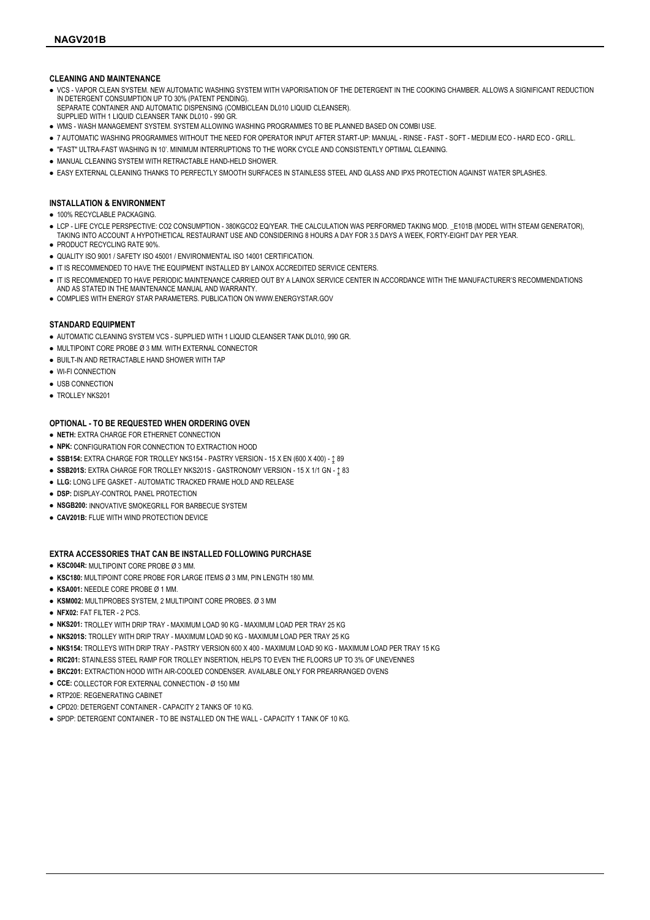## NAGV201B

### CLEANING AND MAINTENANCE

- VCS - VAPOR CLEAN SYSTEM. NEW AUTOMATIC WASHING SYSTEM WITH VAPORISATION OF THE DETERGENT IN THE COOKING CHAMBER. ALLOWS A SIGNIFICANT REDUCTION IN DETERGENT CONSUMPTION UP TO 30% (PATENT PENDING).
  SEPARATE CONTAINER AND AUTOMATIC DISPENSING (COMBICLEAN DL010 LIQUID CLEANSER).
  SUPPLIED WITH 1 LIQUID CLEANSER TANK DL010 - 990 GR.
- WMS - WASH MANAGEMENT SYSTEM. SYSTEM ALLOWING WASHING PROGRAMMES TO BE PLANNED BASED ON COMBI USE.
- 7 AUTOMATIC WASHING PROGRAMMES WITHOUT THE NEED FOR OPERATOR INPUT AFTER START-UP: MANUAL - RINSE - FAST - SOFT - MEDIUM ECO - HARD ECO - GRILL.
- "FAST" ULTRA-FAST WASHING IN 10'. MINIMUM INTERRUPTIONS TO THE WORK CYCLE AND CONSISTENTLY OPTIMAL CLEANING.
- MANUAL CLEANING SYSTEM WITH RETRACTABLE HAND-HELD SHOWER.
- EASY EXTERNAL CLEANING THANKS TO PERFECTLY SMOOTH SURFACES IN STAINLESS STEEL AND GLASS AND IPX5 PROTECTION AGAINST WATER SPLASHES.

### INSTALLATION & ENVIRONMENT

- 100% RECYCLABLE PACKAGING.
- LCP - LIFE CYCLE PERSPECTIVE: CO2 CONSUMPTION - 380KGCO2 EQ/YEAR. THE CALCULATION WAS PERFORMED TAKING MOD. _E101B (MODEL WITH STEAM GENERATOR), TAKING INTO ACCOUNT A HYPOTHETICAL RESTAURANT USE AND CONSIDERING 8 HOURS A DAY FOR 3.5 DAYS A WEEK, FORTY-EIGHT DAY PER YEAR.
- PRODUCT RECYCLING RATE 90%.
- QUALITY ISO 9001 / SAFETY ISO 45001 / ENVIRONMENTAL ISO 14001 CERTIFICATION.
- IT IS RECOMMENDED TO HAVE THE EQUIPMENT INSTALLED BY LAINOX ACCREDITED SERVICE CENTERS.
- IT IS RECOMMENDED TO HAVE PERIODIC MAINTENANCE CARRIED OUT BY A LAINOX SERVICE CENTER IN ACCORDANCE WITH THE MANUFACTURER'S RECOMMENDATIONS AND AS STATED IN THE MAINTENANCE MANUAL AND WARRANTY.
- COMPLIES WITH ENERGY STAR PARAMETERS. PUBLICATION ON WWW.ENERGYSTAR.GOV

### STANDARD EQUIPMENT

- AUTOMATIC CLEANING SYSTEM VCS - SUPPLIED WITH 1 LIQUID CLEANSER TANK DL010, 990 GR.
- MULTIPOINT CORE PROBE Ø 3 MM. WITH EXTERNAL CONNECTOR
- BUILT-IN AND RETRACTABLE HAND SHOWER WITH TAP
- WI-FI CONNECTION
- USB CONNECTION
- TROLLEY NKS201

### OPTIONAL - TO BE REQUESTED WHEN ORDERING OVEN

- **NETH:** EXTRA CHARGE FOR ETHERNET CONNECTION
- **NPK:** CONFIGURATION FOR CONNECTION TO EXTRACTION HOOD
- **SSB154:** EXTRA CHARGE FOR TROLLEY NKS154 - PASTRY VERSION - 15 X EN (600 X 400) - ↕ 89
- **SSB201S:** EXTRA CHARGE FOR TROLLEY NKS201S - GASTRONOMY VERSION - 15 X 1/1 GN - ↕ 83
- **LLG:** LONG LIFE GASKET - AUTOMATIC TRACKED FRAME HOLD AND RELEASE
- **DSP:** DISPLAY-CONTROL PANEL PROTECTION
- **NSGB200:** INNOVATIVE SMOKEGRILL FOR BARBECUE SYSTEM
- **CAV201B:** FLUE WITH WIND PROTECTION DEVICE

### EXTRA ACCESSORIES THAT CAN BE INSTALLED FOLLOWING PURCHASE

- **KSC004R:** MULTIPOINT CORE PROBE Ø 3 MM.
- **KSC180:** MULTIPOINT CORE PROBE FOR LARGE ITEMS Ø 3 MM, PIN LENGTH 180 MM.
- **KSA001:** NEEDLE CORE PROBE Ø 1 MM.
- **KSM002:** MULTIPROBES SYSTEM, 2 MULTIPOINT CORE PROBES. Ø 3 MM
- **NFX02:** FAT FILTER - 2 PCS.
- **NKS201:** TROLLEY WITH DRIP TRAY - MAXIMUM LOAD 90 KG - MAXIMUM LOAD PER TRAY 25 KG
- **NKS201S:** TROLLEY WITH DRIP TRAY - MAXIMUM LOAD 90 KG - MAXIMUM LOAD PER TRAY 25 KG
- **NKS154:** TROLLEYS WITH DRIP TRAY - PASTRY VERSION 600 X 400 - MAXIMUM LOAD 90 KG - MAXIMUM LOAD PER TRAY 15 KG
- **RIC201:** STAINLESS STEEL RAMP FOR TROLLEY INSERTION, HELPS TO EVEN THE FLOORS UP TO 3% OF UNEVENNES
- **BKC201:** EXTRACTION HOOD WITH AIR-COOLED CONDENSER. AVAILABLE ONLY FOR PREARRANGED OVENS
- **CCE:** COLLECTOR FOR EXTERNAL CONNECTION - Ø 150 MM
- RTP20E: REGENERATING CABINET
- CPD20: DETERGENT CONTAINER - CAPACITY 2 TANKS OF 10 KG.
- SPDP: DETERGENT CONTAINER - TO BE INSTALLED ON THE WALL - CAPACITY 1 TANK OF 10 KG.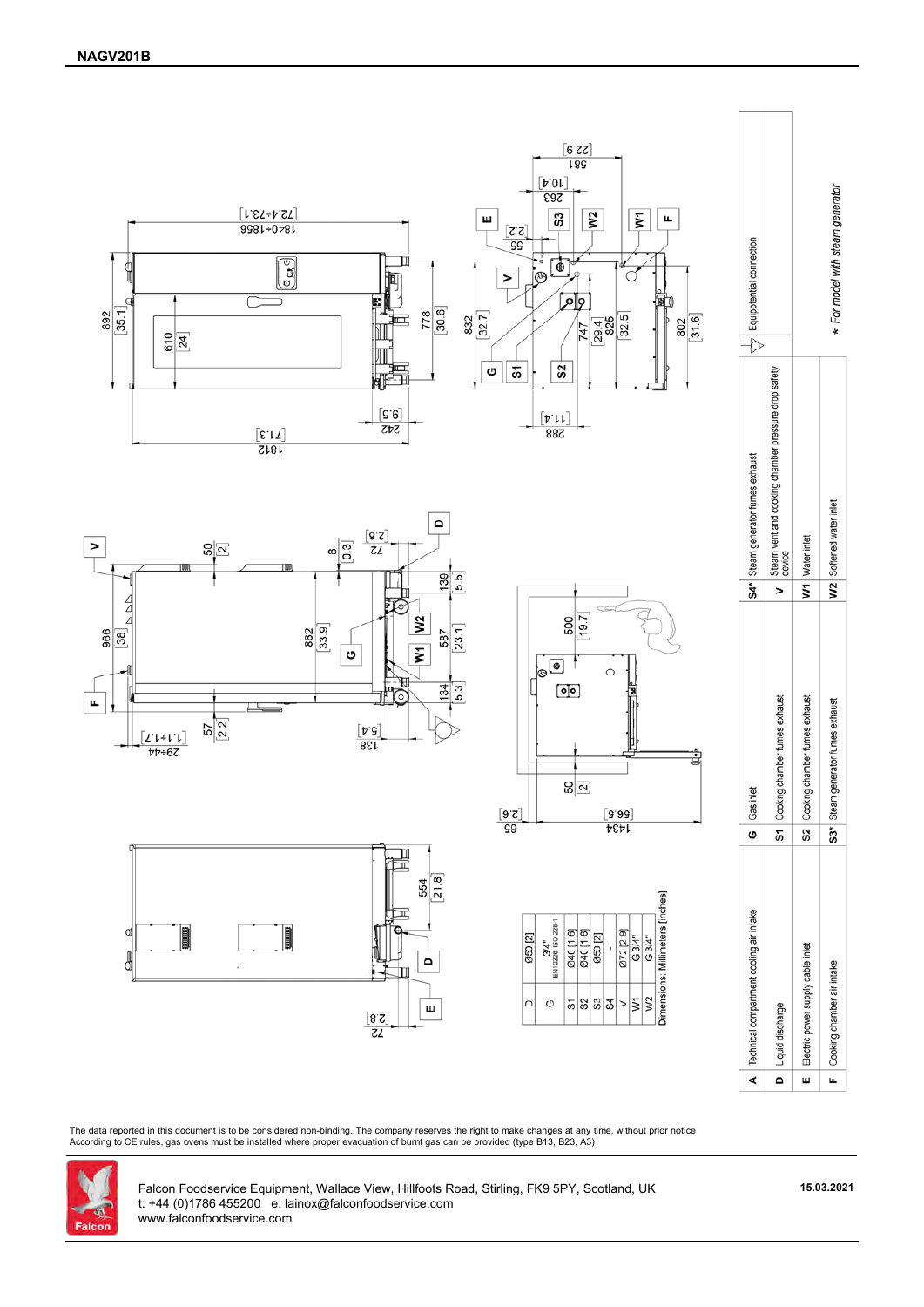## NAGV201B

1812 [71.3]
1840÷1866 [72.4÷73.1]
892 [35.1]
610 [24]
778 [30.6]
242 [9.5]
832 [32.7]
747 [29.4]
825 [32.5]
802 [31.6]
288 [11.4]
263 [10.4]
581 [22.9]
55 [2.2]

966 [38]
50 [2]
8 [0.3]
72 [2.8]
862 [33.9]
139 [5.5]
587 [23.1]
134 [5.3]
57 [2.2]
29÷44 [1.1÷1.7]
138 [5.4]

500 [19.7]
50 [2]
65 [2.6]
1434 [56.5]

554 [21.8]
72 [2.8]

| | |
|---|---|
| D | Ø50 [2] |
| G | 3/4" EN10226 ISO228-1 |
| S1 | Ø4C [1.6] |
| S2 | Ø4C [1.6] |
| S3 | Ø50 [2] |
| S4 | - |
| V | Ø72 [2.9] |
| W1 | G 3/4" |
| W2 | G 3/4" |

Dimensions: Millimeters [inches]

| | | | | | | | | | |
|---|---|---|---|---|---|---|---|---|---|
| A | Technical compartment cooling air intake | G | Gas inlet | S4* | Steam generator fumes exhaust | | Equipotential connection | | |
| D | Liquid discharge | S1 | Cooking chamber fumes exhaust | V | Steam vent and cooking chamber pressure drop safety device | | | | |
| E | Electric power supply cable inlet | S2 | Cooking chamber fumes exhaust | W1 | Water inlet | | | | |
| F | Cooking chamber air intake | S3* | Steam generator fumes exhaust | W2 | Softened water inlet | | * For model with steam generator | | |

The data reported in this document is to be considered non-binding. The company reserves the right to make changes at any time, without prior notice
According to CE rules, gas ovens must be installed where proper evacuation of burnt gas can be provided (type B13, B23, A3)

Falcon Foodservice Equipment, Wallace View, Hillfoots Road, Stirling, FK9 5PY, Scotland, UK
t: +44 (0)1786 455200 e: lainox@falconfoodservice.com
www.falconfoodservice.com

15.03.2021